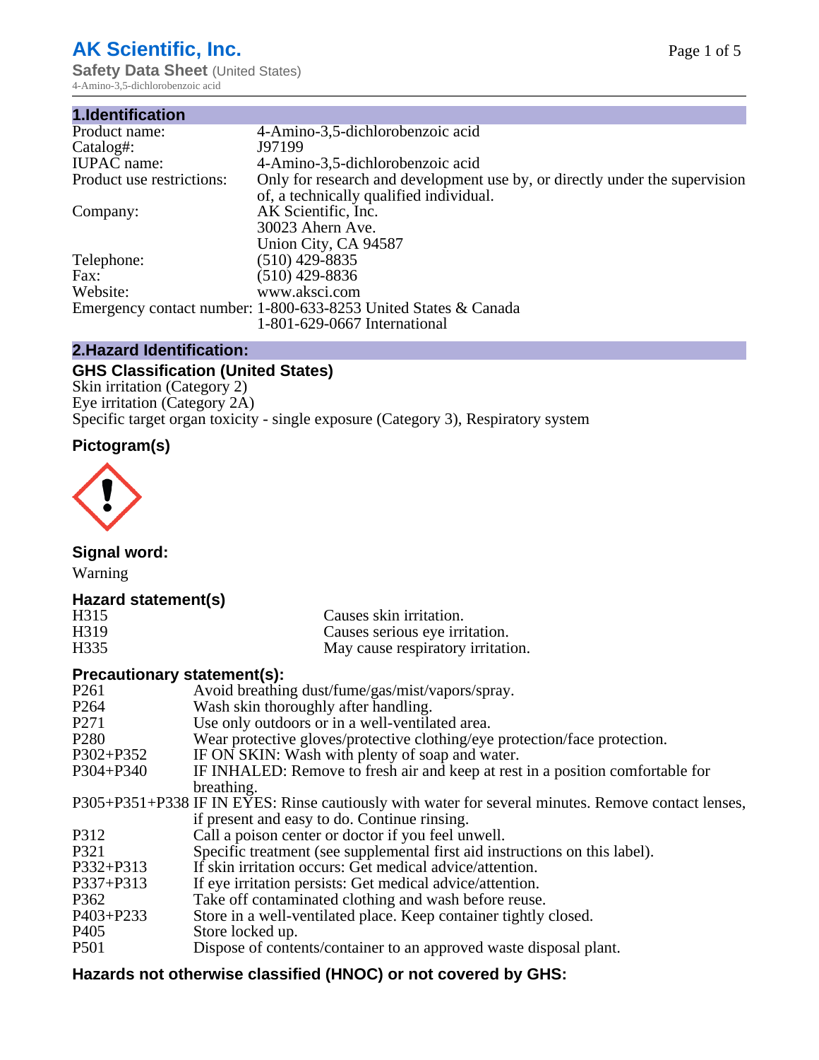# AK Scientific, Inc.

**Safety Data Sheet** (United States)
4-Amino-3,5-dichlorobenzoic acid

## 1.Identification

| | |
|---|---|
| Product name: | 4-Amino-3,5-dichlorobenzoic acid |
| Catalog#: | J97199 |
| IUPAC name: | 4-Amino-3,5-dichlorobenzoic acid |
| Product use restrictions: | Only for research and development use by, or directly under the supervision of, a technically qualified individual. |
| Company: | AK Scientific, Inc.<br>30023 Ahern Ave.<br>Union City, CA 94587 |
| Telephone: | (510) 429-8835 |
| Fax: | (510) 429-8836 |
| Website: | www.aksci.com |
| Emergency contact number: | 1-800-633-8253 United States & Canada<br>1-801-629-0667 International |

## 2.Hazard Identification:

### GHS Classification (United States)

Skin irritation (Category 2)
Eye irritation (Category 2A)
Specific target organ toxicity - single exposure (Category 3), Respiratory system

### Pictogram(s)

### Signal word:

Warning

### Hazard statement(s)

| | |
|---|---|
| H315 | Causes skin irritation. |
| H319 | Causes serious eye irritation. |
| H335 | May cause respiratory irritation. |

### Precautionary statement(s):

| | |
|---|---|
| P261 | Avoid breathing dust/fume/gas/mist/vapors/spray. |
| P264 | Wash skin thoroughly after handling. |
| P271 | Use only outdoors or in a well-ventilated area. |
| P280 | Wear protective gloves/protective clothing/eye protection/face protection. |
| P302+P352 | IF ON SKIN: Wash with plenty of soap and water. |
| P304+P340 | IF INHALED: Remove to fresh air and keep at rest in a position comfortable for breathing. |
| P305+P351+P338 | IF IN EYES: Rinse cautiously with water for several minutes. Remove contact lenses, if present and easy to do. Continue rinsing. |
| P312 | Call a poison center or doctor if you feel unwell. |
| P321 | Specific treatment (see supplemental first aid instructions on this label). |
| P332+P313 | If skin irritation occurs: Get medical advice/attention. |
| P337+P313 | If eye irritation persists: Get medical advice/attention. |
| P362 | Take off contaminated clothing and wash before reuse. |
| P403+P233 | Store in a well-ventilated place. Keep container tightly closed. |
| P405 | Store locked up. |
| P501 | Dispose of contents/container to an approved waste disposal plant. |

### Hazards not otherwise classified (HNOC) or not covered by GHS: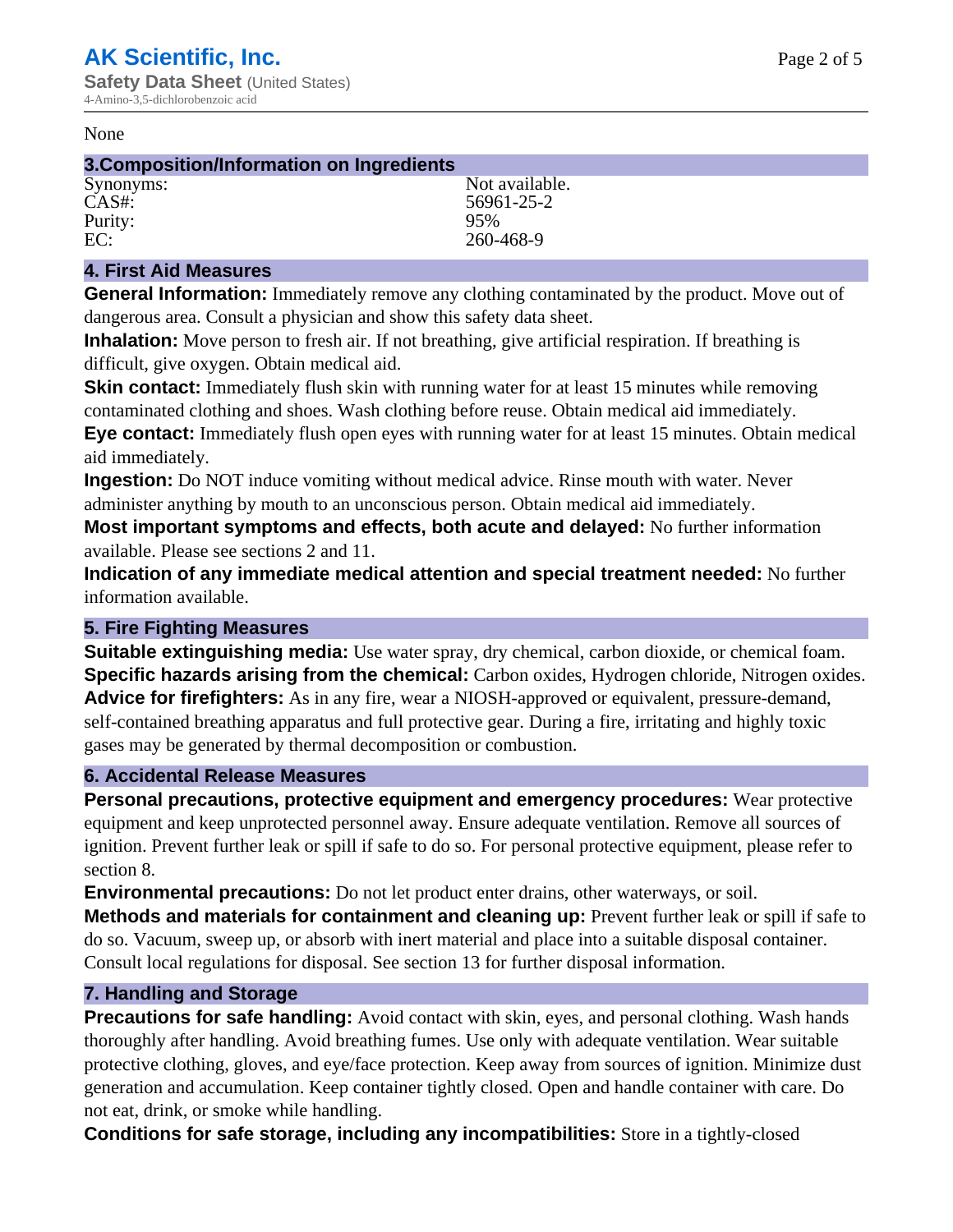None

## 3.Composition/Information on Ingredients

| | |
|---|---|
| Synonyms: | Not available. |
| CAS#: | 56961-25-2 |
| Purity: | 95% |
| EC: | 260-468-9 |

## 4. First Aid Measures

**General Information:** Immediately remove any clothing contaminated by the product. Move out of dangerous area. Consult a physician and show this safety data sheet.

**Inhalation:** Move person to fresh air. If not breathing, give artificial respiration. If breathing is difficult, give oxygen. Obtain medical aid.

**Skin contact:** Immediately flush skin with running water for at least 15 minutes while removing contaminated clothing and shoes. Wash clothing before reuse. Obtain medical aid immediately.

**Eye contact:** Immediately flush open eyes with running water for at least 15 minutes. Obtain medical aid immediately.

**Ingestion:** Do NOT induce vomiting without medical advice. Rinse mouth with water. Never administer anything by mouth to an unconscious person. Obtain medical aid immediately.

**Most important symptoms and effects, both acute and delayed:** No further information available. Please see sections 2 and 11.

**Indication of any immediate medical attention and special treatment needed:** No further information available.

## 5. Fire Fighting Measures

**Suitable extinguishing media:** Use water spray, dry chemical, carbon dioxide, or chemical foam.

**Specific hazards arising from the chemical:** Carbon oxides, Hydrogen chloride, Nitrogen oxides.

**Advice for firefighters:** As in any fire, wear a NIOSH-approved or equivalent, pressure-demand, self-contained breathing apparatus and full protective gear. During a fire, irritating and highly toxic gases may be generated by thermal decomposition or combustion.

## 6. Accidental Release Measures

**Personal precautions, protective equipment and emergency procedures:** Wear protective equipment and keep unprotected personnel away. Ensure adequate ventilation. Remove all sources of ignition. Prevent further leak or spill if safe to do so. For personal protective equipment, please refer to section 8.

**Environmental precautions:** Do not let product enter drains, other waterways, or soil.

**Methods and materials for containment and cleaning up:** Prevent further leak or spill if safe to do so. Vacuum, sweep up, or absorb with inert material and place into a suitable disposal container. Consult local regulations for disposal. See section 13 for further disposal information.

## 7. Handling and Storage

**Precautions for safe handling:** Avoid contact with skin, eyes, and personal clothing. Wash hands thoroughly after handling. Avoid breathing fumes. Use only with adequate ventilation. Wear suitable protective clothing, gloves, and eye/face protection. Keep away from sources of ignition. Minimize dust generation and accumulation. Keep container tightly closed. Open and handle container with care. Do not eat, drink, or smoke while handling.

**Conditions for safe storage, including any incompatibilities:** Store in a tightly-closed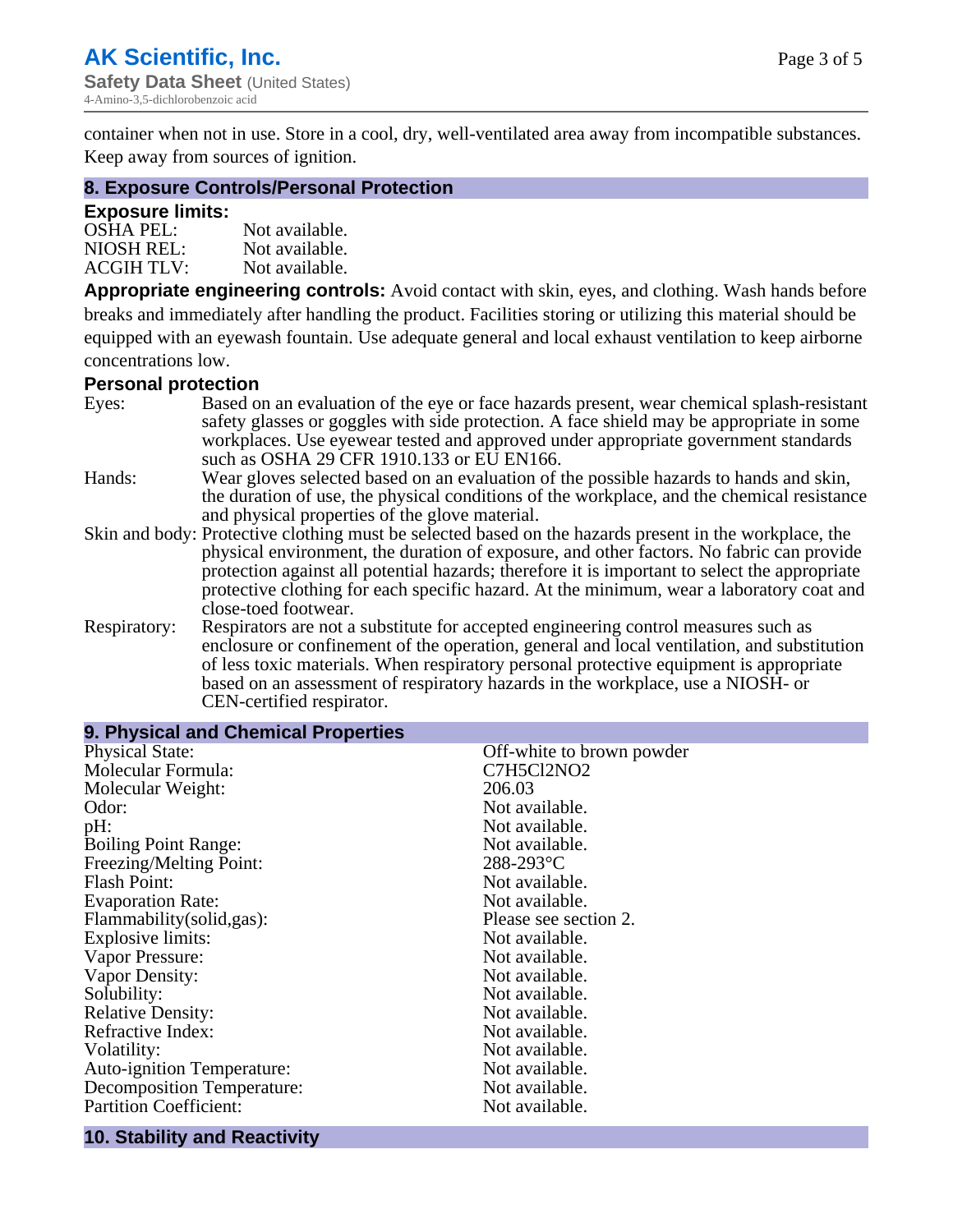container when not in use. Store in a cool, dry, well-ventilated area away from incompatible substances. Keep away from sources of ignition.

## 8. Exposure Controls/Personal Protection

### Exposure limits:

OSHA PEL: Not available.
NIOSH REL: Not available.
ACGIH TLV: Not available.

**Appropriate engineering controls:** Avoid contact with skin, eyes, and clothing. Wash hands before breaks and immediately after handling the product. Facilities storing or utilizing this material should be equipped with an eyewash fountain. Use adequate general and local exhaust ventilation to keep airborne concentrations low.

### Personal protection

Eyes: Based on an evaluation of the eye or face hazards present, wear chemical splash-resistant safety glasses or goggles with side protection. A face shield may be appropriate in some workplaces. Use eyewear tested and approved under appropriate government standards such as OSHA 29 CFR 1910.133 or EU EN166.

Hands: Wear gloves selected based on an evaluation of the possible hazards to hands and skin, the duration of use, the physical conditions of the workplace, and the chemical resistance and physical properties of the glove material.

Skin and body: Protective clothing must be selected based on the hazards present in the workplace, the physical environment, the duration of exposure, and other factors. No fabric can provide protection against all potential hazards; therefore it is important to select the appropriate protective clothing for each specific hazard. At the minimum, wear a laboratory coat and close-toed footwear.

Respiratory: Respirators are not a substitute for accepted engineering control measures such as enclosure or confinement of the operation, general and local ventilation, and substitution of less toxic materials. When respiratory personal protective equipment is appropriate based on an assessment of respiratory hazards in the workplace, use a NIOSH- or CEN-certified respirator.

## 9. Physical and Chemical Properties

| Property | Value |
|---|---|
| Physical State: | Off-white to brown powder |
| Molecular Formula: | $C_7H_5Cl_2NO_2$ |
| Molecular Weight: | 206.03 |
| Odor: | Not available. |
| pH: | Not available. |
| Boiling Point Range: | Not available. |
| Freezing/Melting Point: | 288-293°C |
| Flash Point: | Not available. |
| Evaporation Rate: | Not available. |
| Flammability(solid,gas): | Please see section 2. |
| Explosive limits: | Not available. |
| Vapor Pressure: | Not available. |
| Vapor Density: | Not available. |
| Solubility: | Not available. |
| Relative Density: | Not available. |
| Refractive Index: | Not available. |
| Volatility: | Not available. |
| Auto-ignition Temperature: | Not available. |
| Decomposition Temperature: | Not available. |
| Partition Coefficient: | Not available. |

## 10. Stability and Reactivity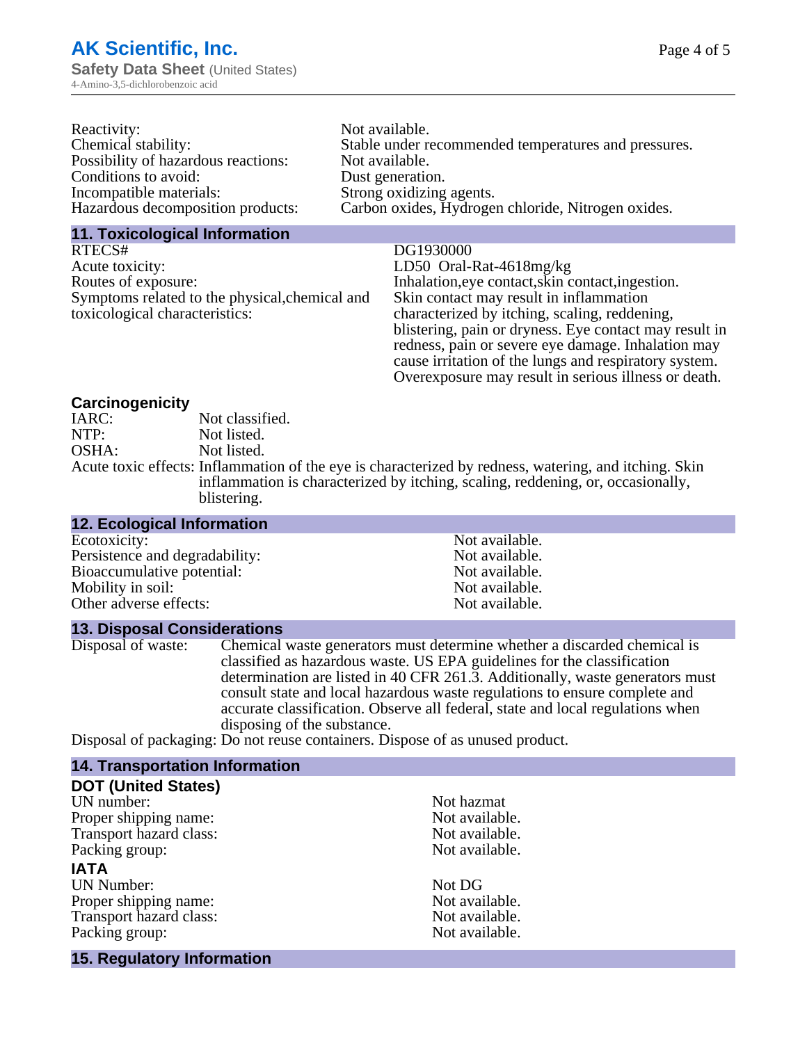| | |
|---|---|
| Reactivity: | Not available. |
| Chemical stability: | Stable under recommended temperatures and pressures. |
| Possibility of hazardous reactions: | Not available. |
| Conditions to avoid: | Dust generation. |
| Incompatible materials: | Strong oxidizing agents. |
| Hazardous decomposition products: | Carbon oxides, Hydrogen chloride, Nitrogen oxides. |

## 11. Toxicological Information

| | |
|---|---|
| RTECS# | DG1930000 |
| Acute toxicity: | LD50 Oral-Rat-4618mg/kg |
| Routes of exposure: | Inhalation,eye contact,skin contact,ingestion. |
| Symptoms related to the physical,chemical and toxicological characteristics: | Skin contact may result in inflammation characterized by itching, scaling, reddening, blistering, pain or dryness. Eye contact may result in redness, pain or severe eye damage. Inhalation may cause irritation of the lungs and respiratory system. Overexposure may result in serious illness or death. |

### Carcinogenicity

| | |
|---|---|
| IARC: | Not classified. |
| NTP: | Not listed. |
| OSHA: | Not listed. |
| Acute toxic effects: | Inflammation of the eye is characterized by redness, watering, and itching. Skin inflammation is characterized by itching, scaling, reddening, or, occasionally, blistering. |

## 12. Ecological Information

| | |
|---|---|
| Ecotoxicity: | Not available. |
| Persistence and degradability: | Not available. |
| Bioaccumulative potential: | Not available. |
| Mobility in soil: | Not available. |
| Other adverse effects: | Not available. |

## 13. Disposal Considerations

| | |
|---|---|
| Disposal of waste: | Chemical waste generators must determine whether a discarded chemical is classified as hazardous waste. US EPA guidelines for the classification determination are listed in 40 CFR 261.3. Additionally, waste generators must consult state and local hazardous waste regulations to ensure complete and accurate classification. Observe all federal, state and local regulations when disposing of the substance. |
| Disposal of packaging: | Do not reuse containers. Dispose of as unused product. |

## 14. Transportation Information

### DOT (United States)

| | |
|---|---|
| UN number: | Not hazmat |
| Proper shipping name: | Not available. |
| Transport hazard class: | Not available. |
| Packing group: | Not available. |

### IATA

| | |
|---|---|
| UN Number: | Not DG |
| Proper shipping name: | Not available. |
| Transport hazard class: | Not available. |
| Packing group: | Not available. |

## 15. Regulatory Information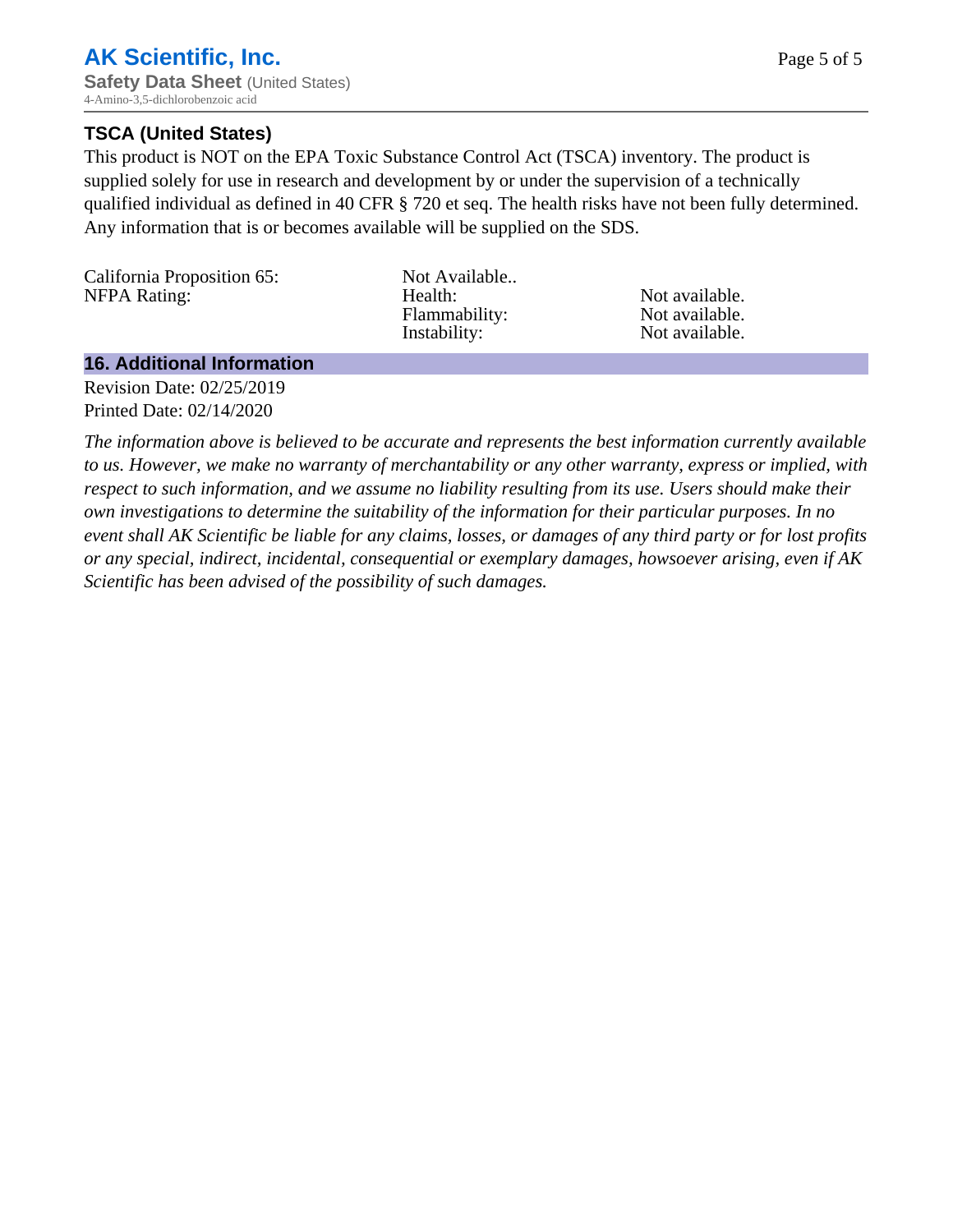### TSCA (United States)

This product is NOT on the EPA Toxic Substance Control Act (TSCA) inventory. The product is supplied solely for use in research and development by or under the supervision of a technically qualified individual as defined in 40 CFR § 720 et seq. The health risks have not been fully determined. Any information that is or becomes available will be supplied on the SDS.

| | | |
|---|---|---|
| California Proposition 65: | Not Available.. | |
| NFPA Rating: | Health: | Not available. |
| | Flammability: | Not available. |
| | Instability: | Not available. |

## 16. Additional Information

Revision Date: 02/25/2019
Printed Date: 02/14/2020

*The information above is believed to be accurate and represents the best information currently available to us. However, we make no warranty of merchantability or any other warranty, express or implied, with respect to such information, and we assume no liability resulting from its use. Users should make their own investigations to determine the suitability of the information for their particular purposes. In no event shall AK Scientific be liable for any claims, losses, or damages of any third party or for lost profits or any special, indirect, incidental, consequential or exemplary damages, howsoever arising, even if AK Scientific has been advised of the possibility of such damages.*